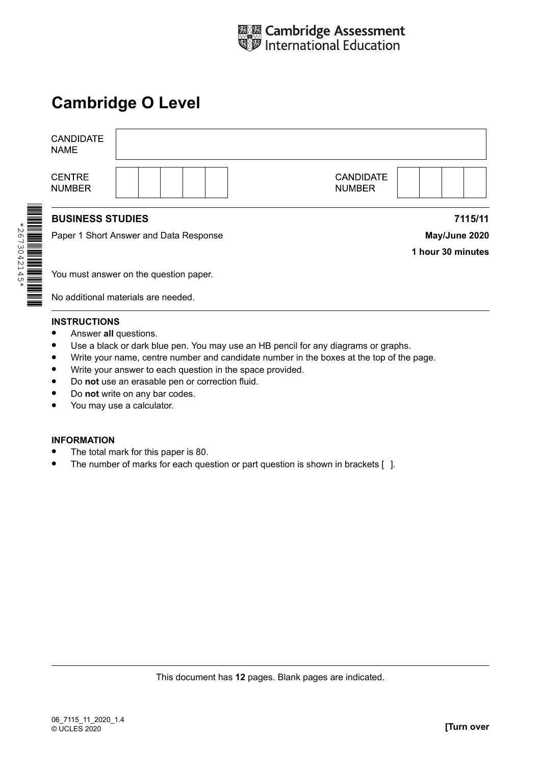Cambridge Assessment International Education

# Cambridge O Level

| CANDIDATE NAME | |
|---|---|

| CENTRE NUMBER | | CANDIDATE NUMBER | |
|---|---|---|---|

*2673042145*

**BUSINESS STUDIES** **7115/11**

Paper 1 Short Answer and Data Response **May/June 2020**

**1 hour 30 minutes**

You must answer on the question paper.

No additional materials are needed.

**INSTRUCTIONS**

- Answer **all** questions.
- Use a black or dark blue pen. You may use an HB pencil for any diagrams or graphs.
- Write your name, centre number and candidate number in the boxes at the top of the page.
- Write your answer to each question in the space provided.
- Do **not** use an erasable pen or correction fluid.
- Do **not** write on any bar codes.
- You may use a calculator.

**INFORMATION**

- The total mark for this paper is 80.
- The number of marks for each question or part question is shown in brackets [ ].

This document has **12** pages. Blank pages are indicated.

06_7115_11_2020_1.4
© UCLES 2020

**[Turn over**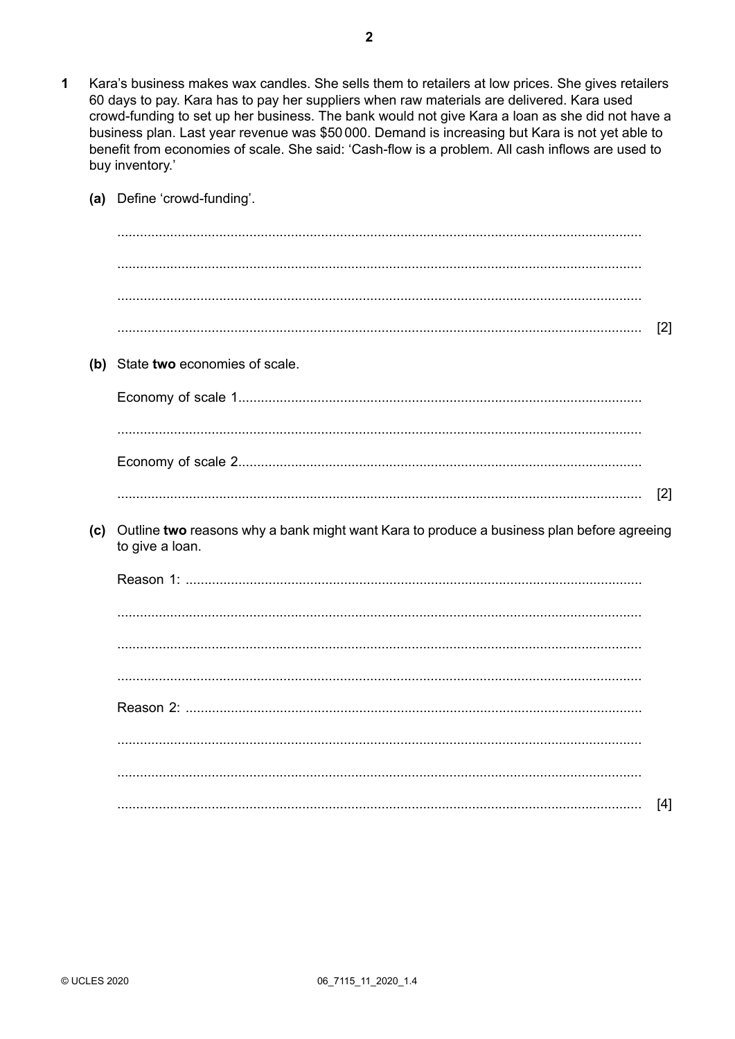**1** Kara's business makes wax candles. She sells them to retailers at low prices. She gives retailers 60 days to pay. Kara has to pay her suppliers when raw materials are delivered. Kara used crowd-funding to set up her business. The bank would not give Kara a loan as she did not have a business plan. Last year revenue was \$50 000. Demand is increasing but Kara is not yet able to benefit from economies of scale. She said: 'Cash-flow is a problem. All cash inflows are used to buy inventory.'

**(a)** Define 'crowd-funding'.

..........................................................................................................................................

..........................................................................................................................................

..........................................................................................................................................

.......................................................................................................................................... [2]

**(b)** State **two** economies of scale.

Economy of scale 1..........................................................................................................

..........................................................................................................................................

Economy of scale 2..........................................................................................................

.......................................................................................................................................... [2]

**(c)** Outline **two** reasons why a bank might want Kara to produce a business plan before agreeing to give a loan.

Reason 1: .......................................................................................................................

..........................................................................................................................................

..........................................................................................................................................

..........................................................................................................................................

Reason 2: .......................................................................................................................

..........................................................................................................................................

..........................................................................................................................................

.......................................................................................................................................... [4]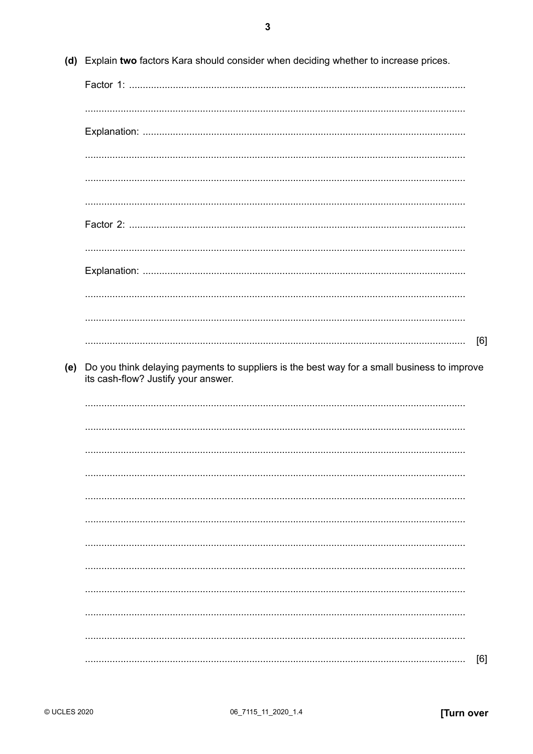(d) Explain **two** factors Kara should consider when deciding whether to increase prices.

Factor 1: ..........................................................................................................................

..........................................................................................................................

Explanation: ..........................................................................................................................

..........................................................................................................................

..........................................................................................................................

..........................................................................................................................

Factor 2: ..........................................................................................................................

..........................................................................................................................

Explanation: ..........................................................................................................................

..........................................................................................................................

..........................................................................................................................

.......................................................................................................................... [6]

(e) Do you think delaying payments to suppliers is the best way for a small business to improve its cash-flow? Justify your answer.

..........................................................................................................................

..........................................................................................................................

..........................................................................................................................

..........................................................................................................................

..........................................................................................................................

..........................................................................................................................

..........................................................................................................................

..........................................................................................................................

..........................................................................................................................

..........................................................................................................................

..........................................................................................................................

.......................................................................................................................... [6]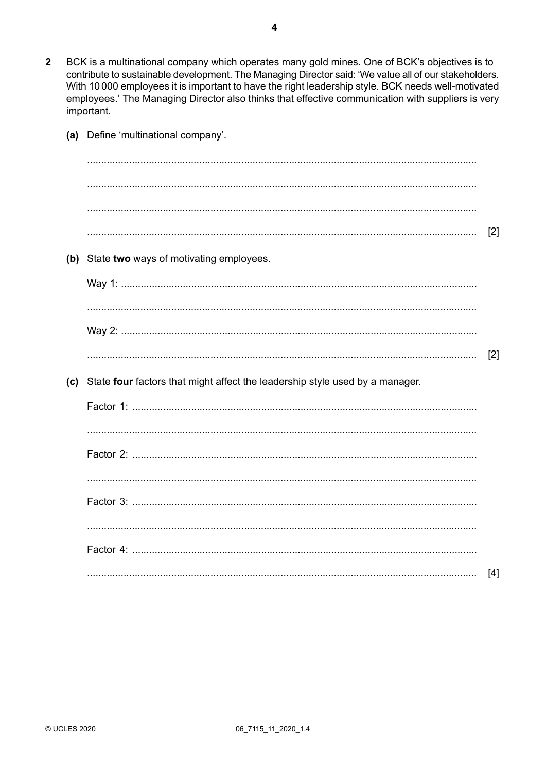**2** BCK is a multinational company which operates many gold mines. One of BCK's objectives is to contribute to sustainable development. The Managing Director said: 'We value all of our stakeholders. With 10 000 employees it is important to have the right leadership style. BCK needs well-motivated employees.' The Managing Director also thinks that effective communication with suppliers is very important.

**(a)** Define 'multinational company'.

..........................................................................................................................................

..........................................................................................................................................

..........................................................................................................................................

.......................................................................................................................................... [2]

**(b)** State **two** ways of motivating employees.

Way 1: ..............................................................................................................................

..........................................................................................................................................

Way 2: ..............................................................................................................................

.......................................................................................................................................... [2]

**(c)** State **four** factors that might affect the leadership style used by a manager.

Factor 1: ..........................................................................................................................

..........................................................................................................................................

Factor 2: ..........................................................................................................................

..........................................................................................................................................

Factor 3: ..........................................................................................................................

..........................................................................................................................................

Factor 4: ..........................................................................................................................

.......................................................................................................................................... [4]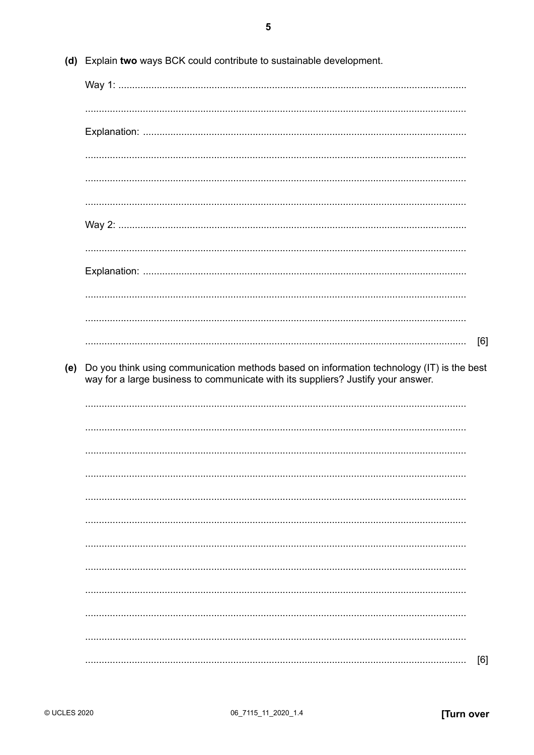(d) Explain **two** ways BCK could contribute to sustainable development.

Way 1: ..........................................................................................................................

..........................................................................................................................

Explanation: ..........................................................................................................................

..........................................................................................................................

..........................................................................................................................

..........................................................................................................................

Way 2: ..........................................................................................................................

..........................................................................................................................

Explanation: ..........................................................................................................................

..........................................................................................................................

..........................................................................................................................

.......................................................................................................................... [6]

(e) Do you think using communication methods based on information technology (IT) is the best way for a large business to communicate with its suppliers? Justify your answer.

..........................................................................................................................

..........................................................................................................................

..........................................................................................................................

..........................................................................................................................

..........................................................................................................................

..........................................................................................................................

..........................................................................................................................

..........................................................................................................................

..........................................................................................................................

..........................................................................................................................

..........................................................................................................................

.......................................................................................................................... [6]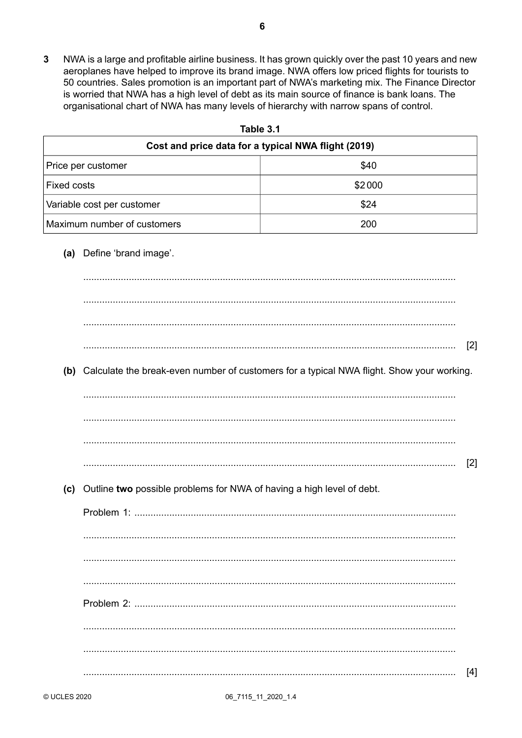**3** NWA is a large and profitable airline business. It has grown quickly over the past 10 years and new aeroplanes have helped to improve its brand image. NWA offers low priced flights for tourists to 50 countries. Sales promotion is an important part of NWA's marketing mix. The Finance Director is worried that NWA has a high level of debt as its main source of finance is bank loans. The organisational chart of NWA has many levels of hierarchy with narrow spans of control.

**Table 3.1**

| Cost and price data for a typical NWA flight (2019) | |
|---|---|
| Price per customer | $40 |
| Fixed costs | $2000 |
| Variable cost per customer | $24 |
| Maximum number of customers | 200 |

**(a)** Define 'brand image'.

.......................................................................................................................................

.......................................................................................................................................

.......................................................................................................................................

....................................................................................................................................... [2]

**(b)** Calculate the break-even number of customers for a typical NWA flight. Show your working.

.......................................................................................................................................

.......................................................................................................................................

.......................................................................................................................................

....................................................................................................................................... [2]

**(c)** Outline **two** possible problems for NWA of having a high level of debt.

Problem 1: ..........................................................................................................................

.......................................................................................................................................

.......................................................................................................................................

.......................................................................................................................................

Problem 2: ..........................................................................................................................

.......................................................................................................................................

.......................................................................................................................................

....................................................................................................................................... [4]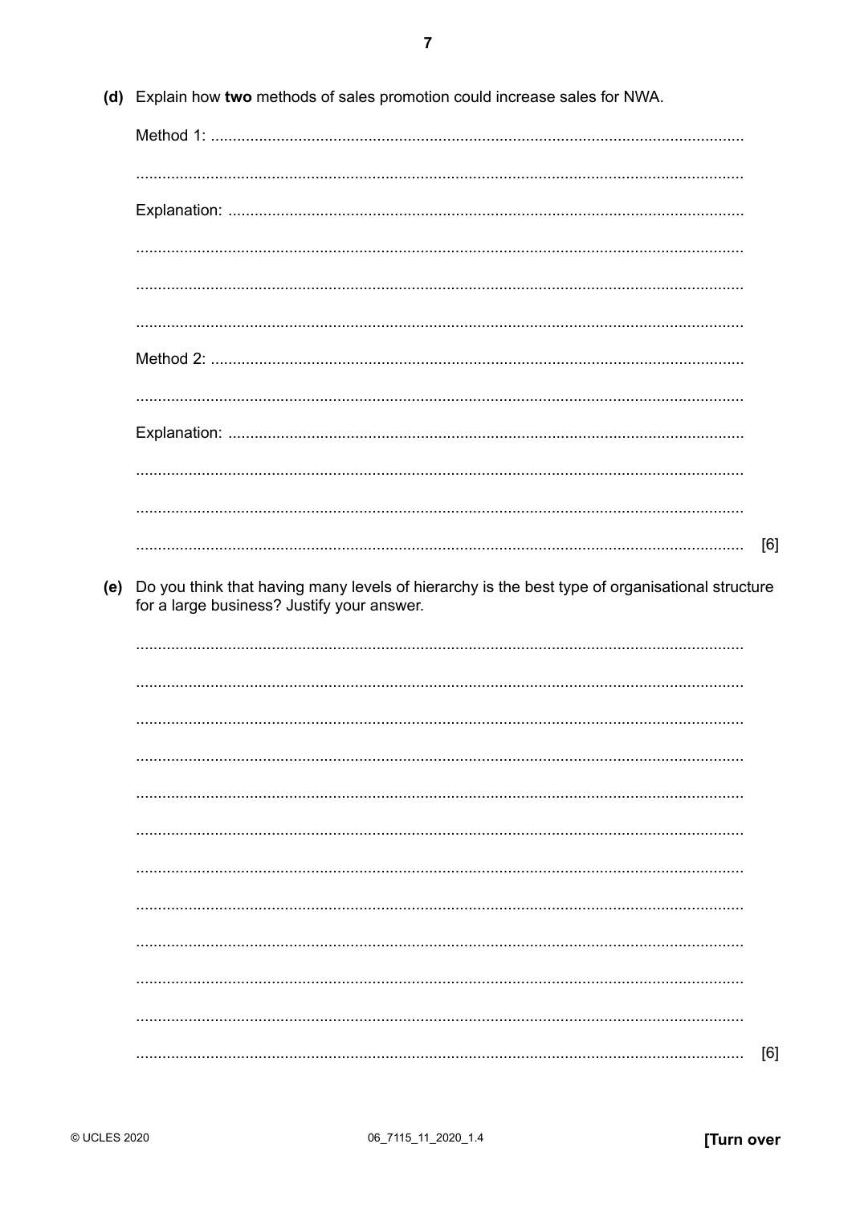(d) Explain how **two** methods of sales promotion could increase sales for NWA.

Method 1: ..........................................................................................................................

..........................................................................................................................

Explanation: ..........................................................................................................................

..........................................................................................................................

..........................................................................................................................

..........................................................................................................................

Method 2: ..........................................................................................................................

..........................................................................................................................

Explanation: ..........................................................................................................................

..........................................................................................................................

..........................................................................................................................

.......................................................................................................................... [6]

(e) Do you think that having many levels of hierarchy is the best type of organisational structure for a large business? Justify your answer.

..........................................................................................................................

..........................................................................................................................

..........................................................................................................................

..........................................................................................................................

..........................................................................................................................

..........................................................................................................................

..........................................................................................................................

..........................................................................................................................

..........................................................................................................................

..........................................................................................................................

..........................................................................................................................

.......................................................................................................................... [6]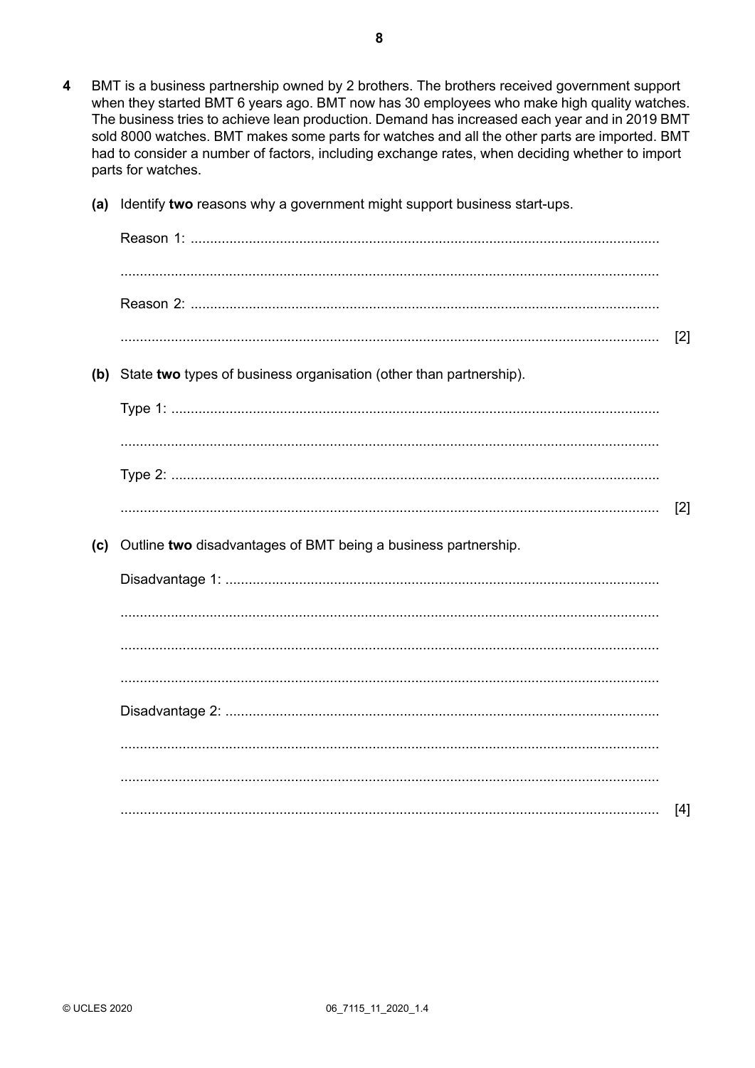**4** BMT is a business partnership owned by 2 brothers. The brothers received government support when they started BMT 6 years ago. BMT now has 30 employees who make high quality watches. The business tries to achieve lean production. Demand has increased each year and in 2019 BMT sold 8000 watches. BMT makes some parts for watches and all the other parts are imported. BMT had to consider a number of factors, including exchange rates, when deciding whether to import parts for watches.

**(a)** Identify **two** reasons why a government might support business start-ups.

Reason 1: ..........................................................................................................

..........................................................................................................

Reason 2: ..........................................................................................................

.......................................................................................................... [2]

**(b)** State **two** types of business organisation (other than partnership).

Type 1: ..........................................................................................................

..........................................................................................................

Type 2: ..........................................................................................................

.......................................................................................................... [2]

**(c)** Outline **two** disadvantages of BMT being a business partnership.

Disadvantage 1: ..........................................................................................................

..........................................................................................................

..........................................................................................................

..........................................................................................................

Disadvantage 2: ..........................................................................................................

..........................................................................................................

..........................................................................................................

.......................................................................................................... [4]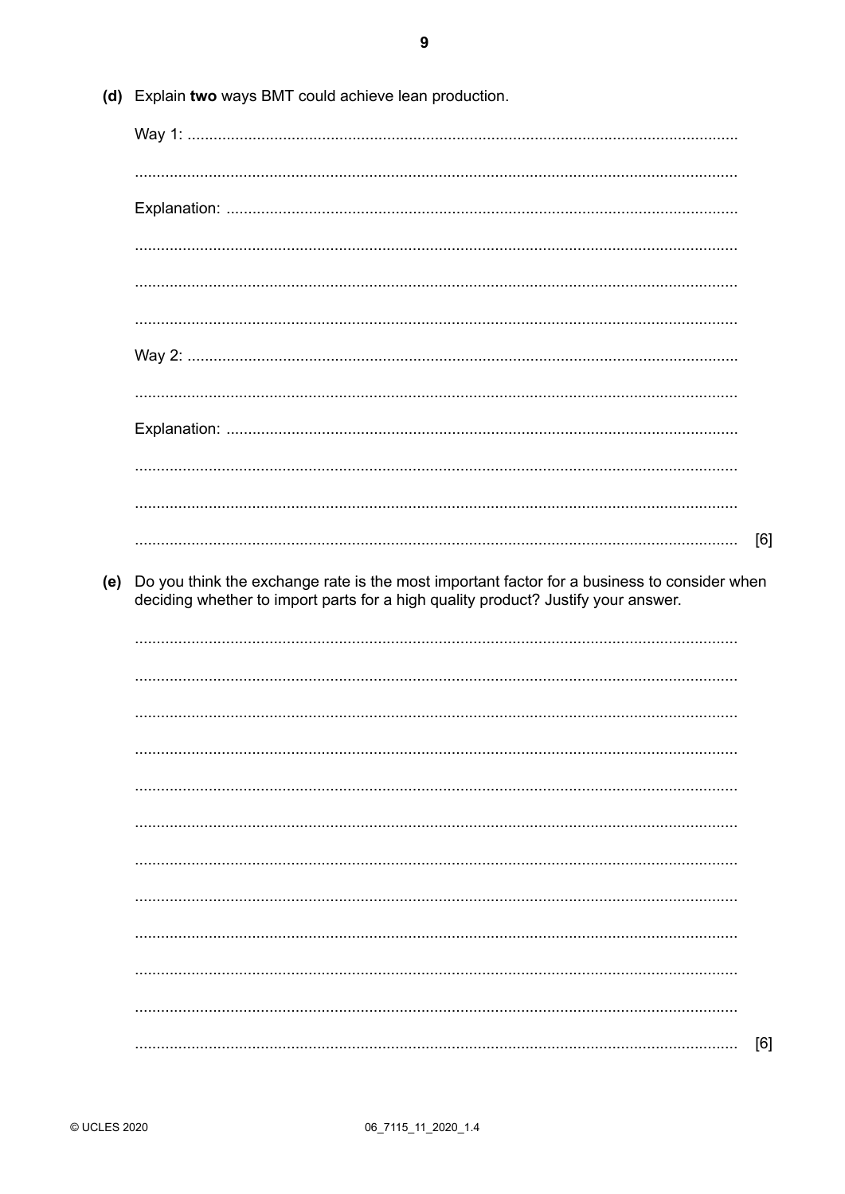**(d)** Explain **two** ways BMT could achieve lean production.

Way 1: ..............................................................................................................................

..............................................................................................................................

Explanation: ..............................................................................................................................

..............................................................................................................................

..............................................................................................................................

..............................................................................................................................

Way 2: ..............................................................................................................................

..............................................................................................................................

Explanation: ..............................................................................................................................

..............................................................................................................................

..............................................................................................................................

.............................................................................................................................. [6]

**(e)** Do you think the exchange rate is the most important factor for a business to consider when deciding whether to import parts for a high quality product? Justify your answer.

..............................................................................................................................

..............................................................................................................................

..............................................................................................................................

..............................................................................................................................

..............................................................................................................................

..............................................................................................................................

..............................................................................................................................

..............................................................................................................................

..............................................................................................................................

..............................................................................................................................

..............................................................................................................................

.............................................................................................................................. [6]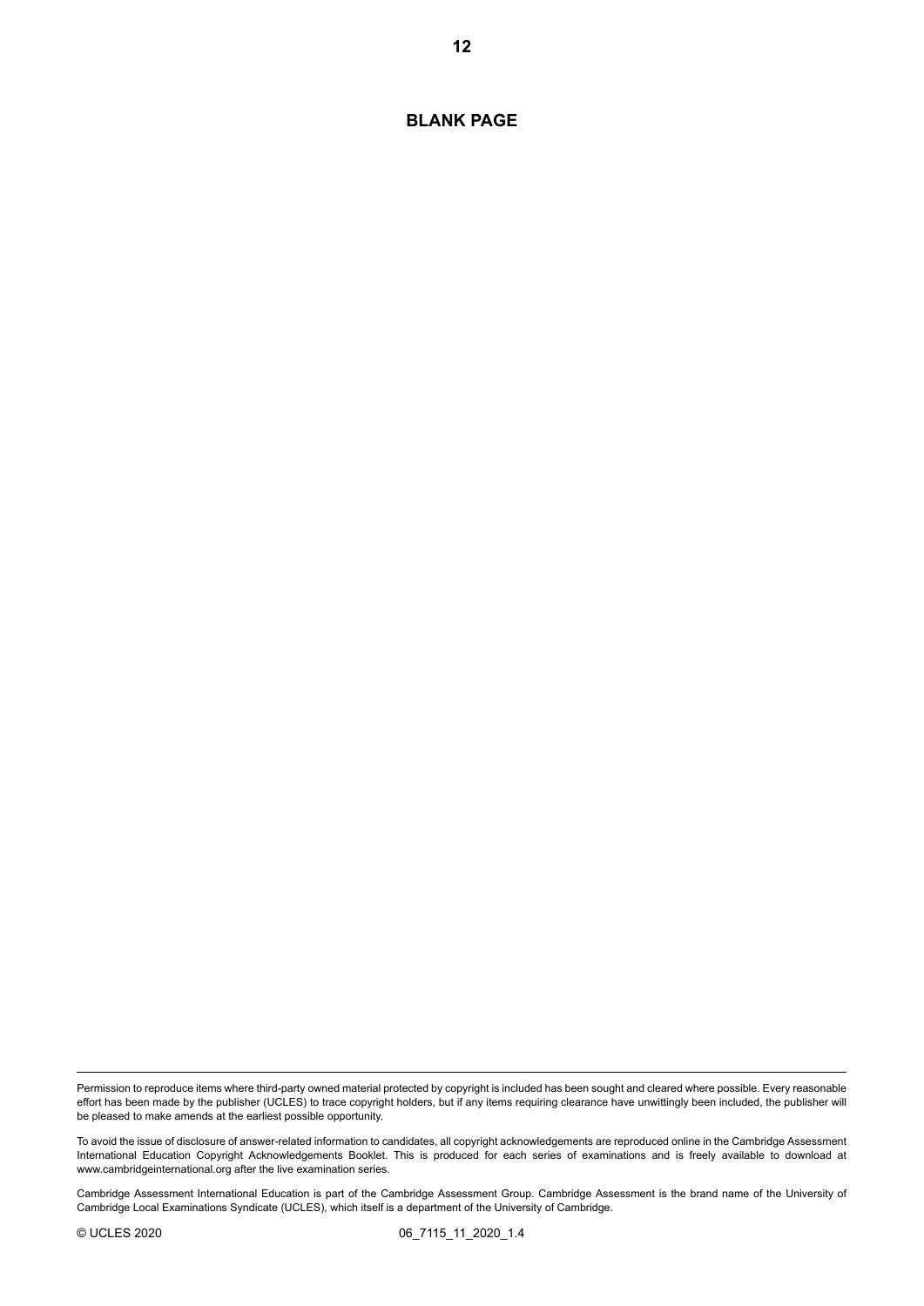**BLANK PAGE**

Permission to reproduce items where third-party owned material protected by copyright is included has been sought and cleared where possible. Every reasonable effort has been made by the publisher (UCLES) to trace copyright holders, but if any items requiring clearance have unwittingly been included, the publisher will be pleased to make amends at the earliest possible opportunity.

To avoid the issue of disclosure of answer-related information to candidates, all copyright acknowledgements are reproduced online in the Cambridge Assessment International Education Copyright Acknowledgements Booklet. This is produced for each series of examinations and is freely available to download at www.cambridgeinternational.org after the live examination series.

Cambridge Assessment International Education is part of the Cambridge Assessment Group. Cambridge Assessment is the brand name of the University of Cambridge Local Examinations Syndicate (UCLES), which itself is a department of the University of Cambridge.

© UCLES 2020 06_7115_11_2020_1.4